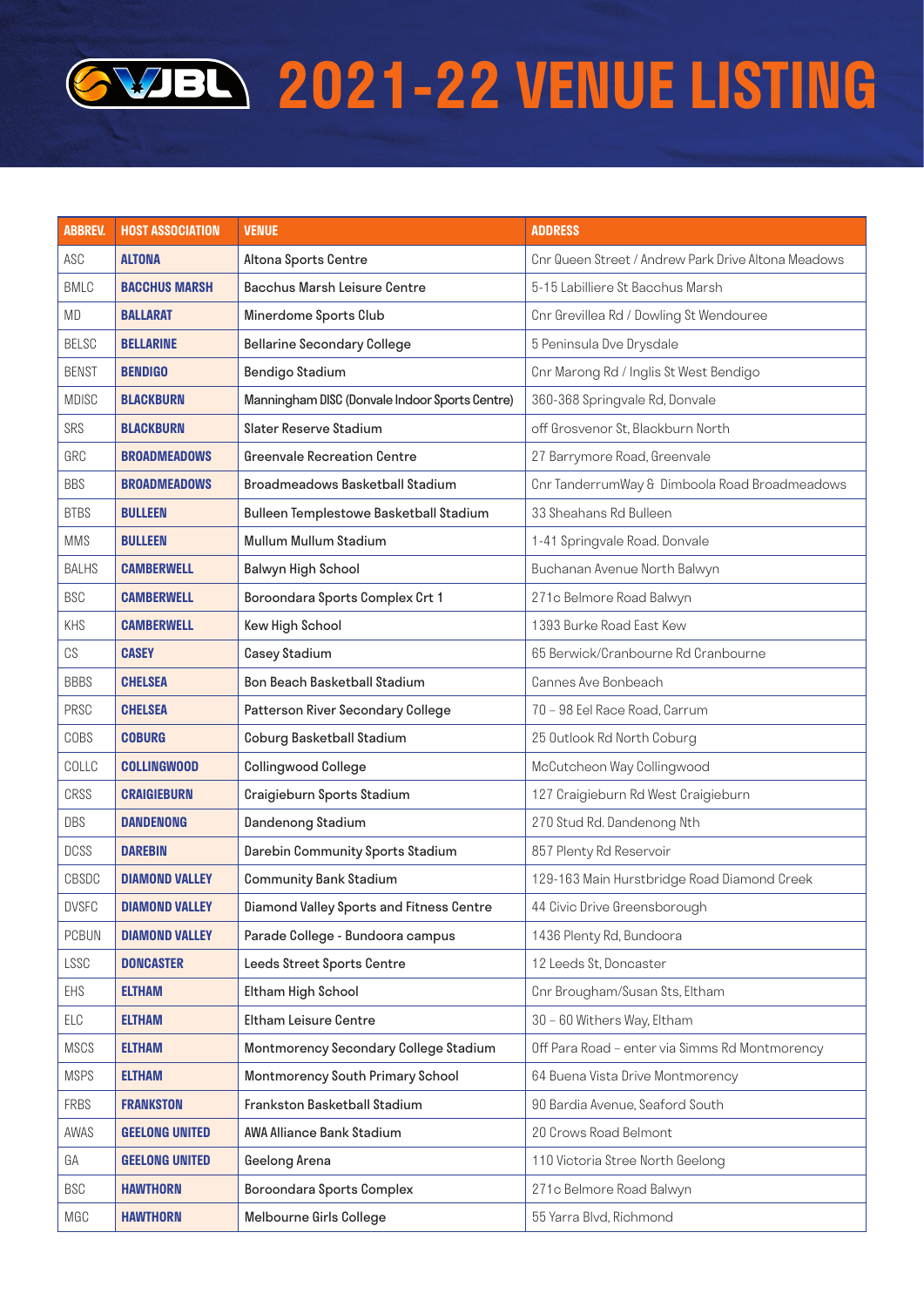# VJBL 2021-22 VENUE LISTING

| ABBREV. | HOST ASSOCIATION | VENUE | ADDRESS |
|---|---|---|---|
| ASC | **ALTONA** | Altona Sports Centre | Cnr Queen Street / Andrew Park Drive Altona Meadows |
| BMLC | **BACCHUS MARSH** | Bacchus Marsh Leisure Centre | 5-15 Labilliere St Bacchus Marsh |
| MD | **BALLARAT** | Minerdome Sports Club | Cnr Grevillea Rd / Dowling St Wendouree |
| BELSC | **BELLARINE** | Bellarine Secondary College | 5 Peninsula Dve Drysdale |
| BENST | **BENDIGO** | Bendigo Stadium | Cnr Marong Rd / Inglis St West Bendigo |
| MDISC | **BLACKBURN** | Manningham DISC (Donvale Indoor Sports Centre) | 360-368 Springvale Rd, Donvale |
| SRS | **BLACKBURN** | Slater Reserve Stadium | off Grosvenor St, Blackburn North |
| GRC | **BROADMEADOWS** | Greenvale Recreation Centre | 27 Barrymore Road, Greenvale |
| BBS | **BROADMEADOWS** | Broadmeadows Basketball Stadium | Cnr TanderrumWay & Dimboola Road Broadmeadows |
| BTBS | **BULLEEN** | Bulleen Templestowe Basketball Stadium | 33 Sheahans Rd Bulleen |
| MMS | **BULLEEN** | Mullum Mullum Stadium | 1-41 Springvale Road. Donvale |
| BALHS | **CAMBERWELL** | Balwyn High School | Buchanan Avenue North Balwyn |
| BSC | **CAMBERWELL** | Boroondara Sports Complex Crt 1 | 271c Belmore Road Balwyn |
| KHS | **CAMBERWELL** | Kew High School | 1393 Burke Road East Kew |
| CS | **CASEY** | Casey Stadium | 65 Berwick/Cranbourne Rd Cranbourne |
| BBBS | **CHELSEA** | Bon Beach Basketball Stadium | Cannes Ave Bonbeach |
| PRSC | **CHELSEA** | Patterson River Secondary College | 70 – 98 Eel Race Road, Carrum |
| COBS | **COBURG** | Coburg Basketball Stadium | 25 Outlook Rd North Coburg |
| COLLC | **COLLINGWOOD** | Collingwood College | McCutcheon Way Collingwood |
| CRSS | **CRAIGIEBURN** | Craigieburn Sports Stadium | 127 Craigieburn Rd West Craigieburn |
| DBS | **DANDENONG** | Dandenong Stadium | 270 Stud Rd. Dandenong Nth |
| DCSS | **DAREBIN** | Darebin Community Sports Stadium | 857 Plenty Rd Reservoir |
| CBSDC | **DIAMOND VALLEY** | Community Bank Stadium | 129-163 Main Hurstbridge Road Diamond Creek |
| DVSFC | **DIAMOND VALLEY** | Diamond Valley Sports and Fitness Centre | 44 Civic Drive Greensborough |
| PCBUN | **DIAMOND VALLEY** | Parade College - Bundoora campus | 1436 Plenty Rd, Bundoora |
| LSSC | **DONCASTER** | Leeds Street Sports Centre | 12 Leeds St, Doncaster |
| EHS | **ELTHAM** | Eltham High School | Cnr Brougham/Susan Sts, Eltham |
| ELC | **ELTHAM** | Eltham Leisure Centre | 30 – 60 Withers Way, Eltham |
| MSCS | **ELTHAM** | Montmorency Secondary College Stadium | Off Para Road – enter via Simms Rd Montmorency |
| MSPS | **ELTHAM** | Montmorency South Primary School | 64 Buena Vista Drive Montmorency |
| FRBS | **FRANKSTON** | Frankston Basketball Stadium | 90 Bardia Avenue, Seaford South |
| AWAS | **GEELONG UNITED** | AWA Alliance Bank Stadium | 20 Crows Road Belmont |
| GA | **GEELONG UNITED** | Geelong Arena | 110 Victoria Stree North Geelong |
| BSC | **HAWTHORN** | Boroondara Sports Complex | 271c Belmore Road Balwyn |
| MGC | **HAWTHORN** | Melbourne Girls College | 55 Yarra Blvd, Richmond |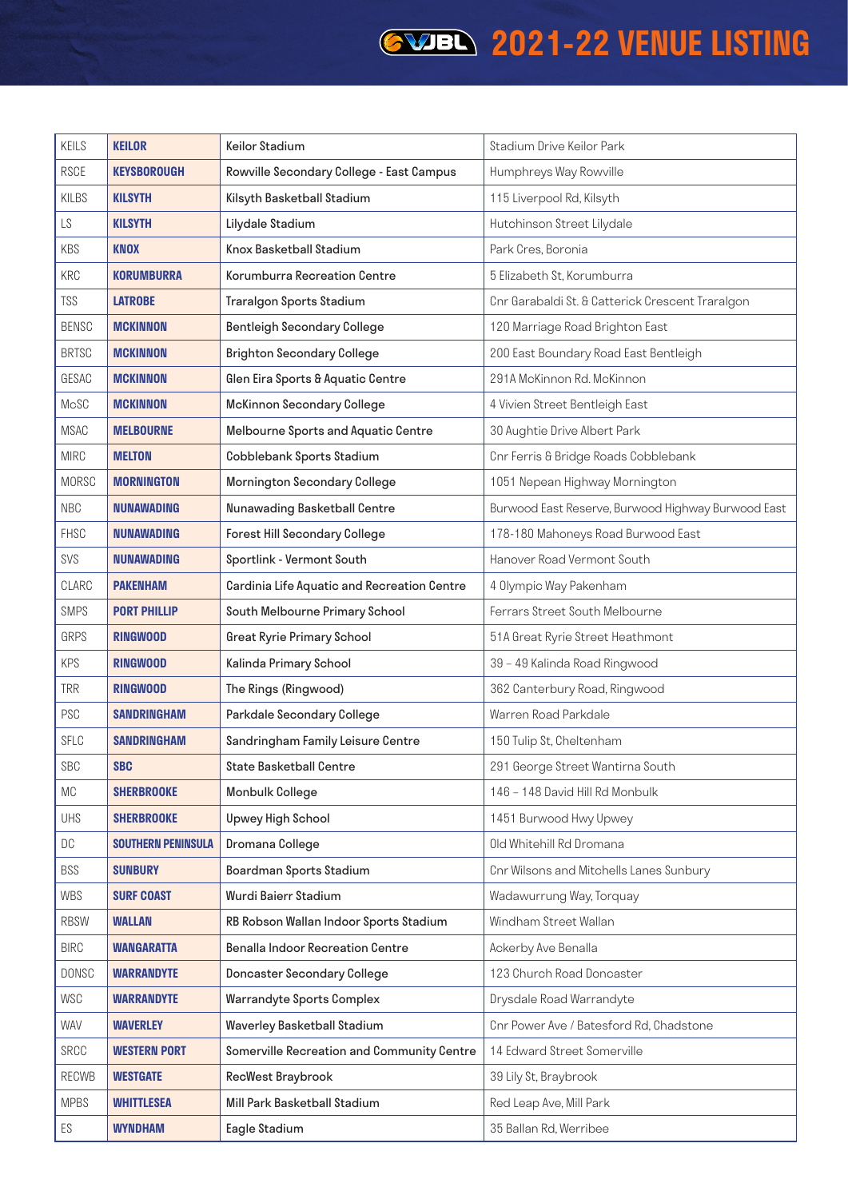# 2021-22 VENUE LISTING

| | | | |
|---|---|---|---|
| KEILS | **KEILOR** | Keilor Stadium | Stadium Drive Keilor Park |
| RSCE | **KEYSBOROUGH** | Rowville Secondary College - East Campus | Humphreys Way Rowville |
| KILBS | **KILSYTH** | Kilsyth Basketball Stadium | 115 Liverpool Rd, Kilsyth |
| LS | **KILSYTH** | Lilydale Stadium | Hutchinson Street Lilydale |
| KBS | **KNOX** | Knox Basketball Stadium | Park Cres, Boronia |
| KRC | **KORUMBURRA** | Korumburra Recreation Centre | 5 Elizabeth St, Korumburra |
| TSS | **LATROBE** | Traralgon Sports Stadium | Cnr Garabaldi St. & Catterick Crescent Traralgon |
| BENSC | **MCKINNON** | Bentleigh Secondary College | 120 Marriage Road Brighton East |
| BRTSC | **MCKINNON** | Brighton Secondary College | 200 East Boundary Road East Bentleigh |
| GESAC | **MCKINNON** | Glen Eira Sports & Aquatic Centre | 291A McKinnon Rd. McKinnon |
| McSC | **MCKINNON** | McKinnon Secondary College | 4 Vivien Street Bentleigh East |
| MSAC | **MELBOURNE** | Melbourne Sports and Aquatic Centre | 30 Aughtie Drive Albert Park |
| MIRC | **MELTON** | Cobblebank Sports Stadium | Cnr Ferris & Bridge Roads Cobblebank |
| MORSC | **MORNINGTON** | Mornington Secondary College | 1051 Nepean Highway Mornington |
| NBC | **NUNAWADING** | Nunawading Basketball Centre | Burwood East Reserve, Burwood Highway Burwood East |
| FHSC | **NUNAWADING** | Forest Hill Secondary College | 178-180 Mahoneys Road Burwood East |
| SVS | **NUNAWADING** | Sportlink - Vermont South | Hanover Road Vermont South |
| CLARC | **PAKENHAM** | Cardinia Life Aquatic and Recreation Centre | 4 Olympic Way Pakenham |
| SMPS | **PORT PHILLIP** | South Melbourne Primary School | Ferrars Street South Melbourne |
| GRPS | **RINGWOOD** | Great Ryrie Primary School | 51A Great Ryrie Street Heathmont |
| KPS | **RINGWOOD** | Kalinda Primary School | 39 – 49 Kalinda Road Ringwood |
| TRR | **RINGWOOD** | The Rings (Ringwood) | 362 Canterbury Road, Ringwood |
| PSC | **SANDRINGHAM** | Parkdale Secondary College | Warren Road Parkdale |
| SFLC | **SANDRINGHAM** | Sandringham Family Leisure Centre | 150 Tulip St, Cheltenham |
| SBC | **SBC** | State Basketball Centre | 291 George Street Wantirna South |
| MC | **SHERBROOKE** | Monbulk College | 146 – 148 David Hill Rd Monbulk |
| UHS | **SHERBROOKE** | Upwey High School | 1451 Burwood Hwy Upwey |
| DC | **SOUTHERN PENINSULA** | Dromana College | Old Whitehill Rd Dromana |
| BSS | **SUNBURY** | Boardman Sports Stadium | Cnr Wilsons and Mitchells Lanes Sunbury |
| WBS | **SURF COAST** | Wurdi Baierr Stadium | Wadawurrung Way, Torquay |
| RBSW | **WALLAN** | RB Robson Wallan Indoor Sports Stadium | Windham Street Wallan |
| BIRC | **WANGARATTA** | Benalla Indoor Recreation Centre | Ackerby Ave Benalla |
| DONSC | **WARRANDYTE** | Doncaster Secondary College | 123 Church Road Doncaster |
| WSC | **WARRANDYTE** | Warrandyte Sports Complex | Drysdale Road Warrandyte |
| WAV | **WAVERLEY** | Waverley Basketball Stadium | Cnr Power Ave / Batesford Rd, Chadstone |
| SRCC | **WESTERN PORT** | Somerville Recreation and Community Centre | 14 Edward Street Somerville |
| RECWB | **WESTGATE** | RecWest Braybrook | 39 Lily St, Braybrook |
| MPBS | **WHITTLESEA** | Mill Park Basketball Stadium | Red Leap Ave, Mill Park |
| ES | **WYNDHAM** | Eagle Stadium | 35 Ballan Rd, Werribee |